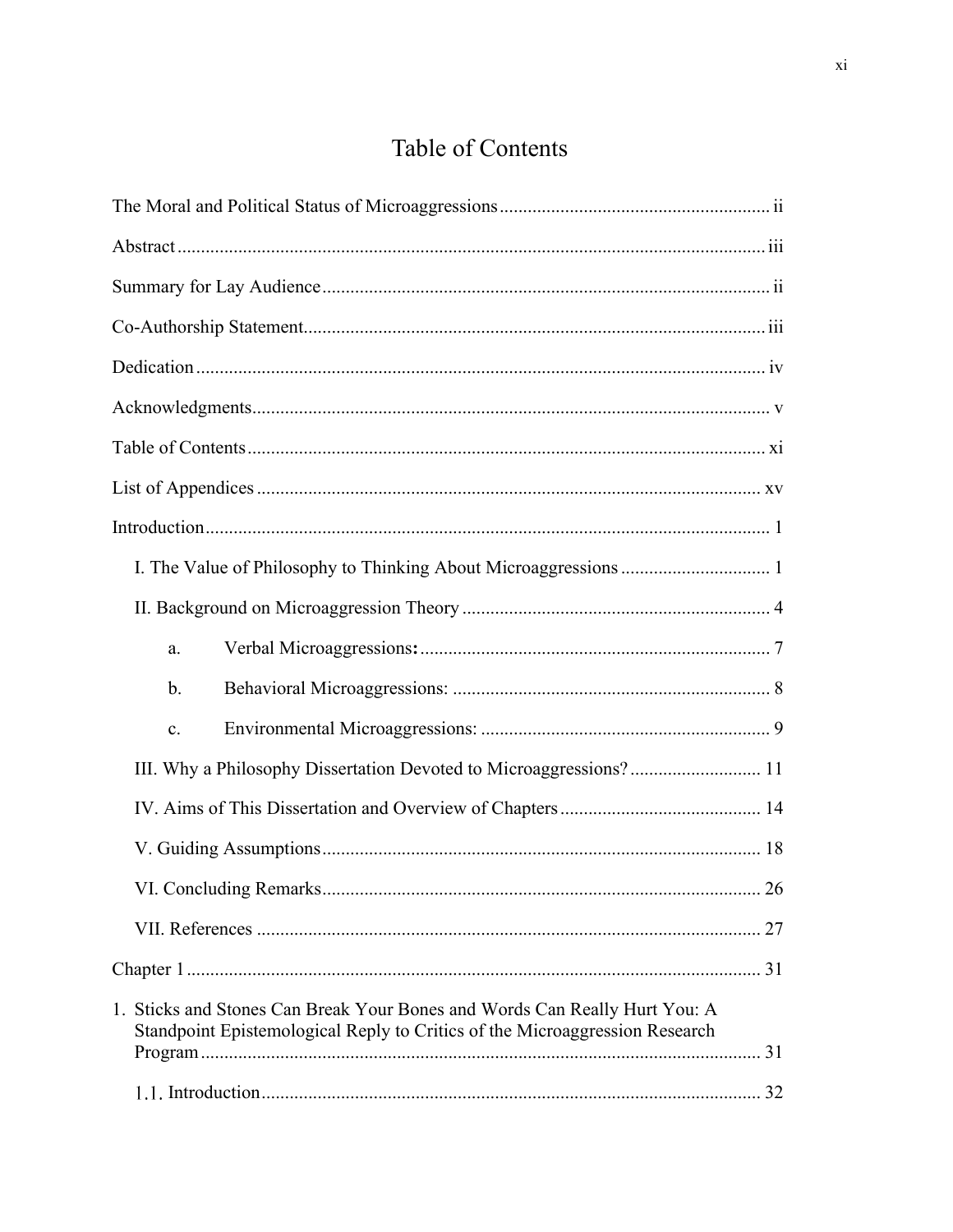# Table of Contents

The Moral and Political Status of Microaggressions .......................................................... ii

Abstract ............................................................................................................................ iii

Summary for Lay Audience ................................................................................................ ii

Co-Authorship Statement.................................................................................................. iii

Dedication ......................................................................................................................... iv

Acknowledgments.............................................................................................................. v

Table of Contents .............................................................................................................. xi

List of Appendices ............................................................................................................ xv

Introduction ........................................................................................................................ 1

I. The Value of Philosophy to Thinking About Microaggressions ................................ 1

II. Background on Microaggression Theory .................................................................. 4

a. Verbal Microaggressions: ........................................................................... 7

b. Behavioral Microaggressions: .................................................................... 8

c. Environmental Microaggressions: .............................................................. 9

III. Why a Philosophy Dissertation Devoted to Microaggressions? ............................ 11

IV. Aims of This Dissertation and Overview of Chapters ........................................... 14

V. Guiding Assumptions ............................................................................................. 18

VI. Concluding Remarks ............................................................................................. 26

VII. References ........................................................................................................... 27

Chapter 1 .......................................................................................................................... 31

1. Sticks and Stones Can Break Your Bones and Words Can Really Hurt You: A Standpoint Epistemological Reply to Critics of the Microaggression Research Program ........................................................................................................................ 31

1.1. Introduction .......................................................................................................... 32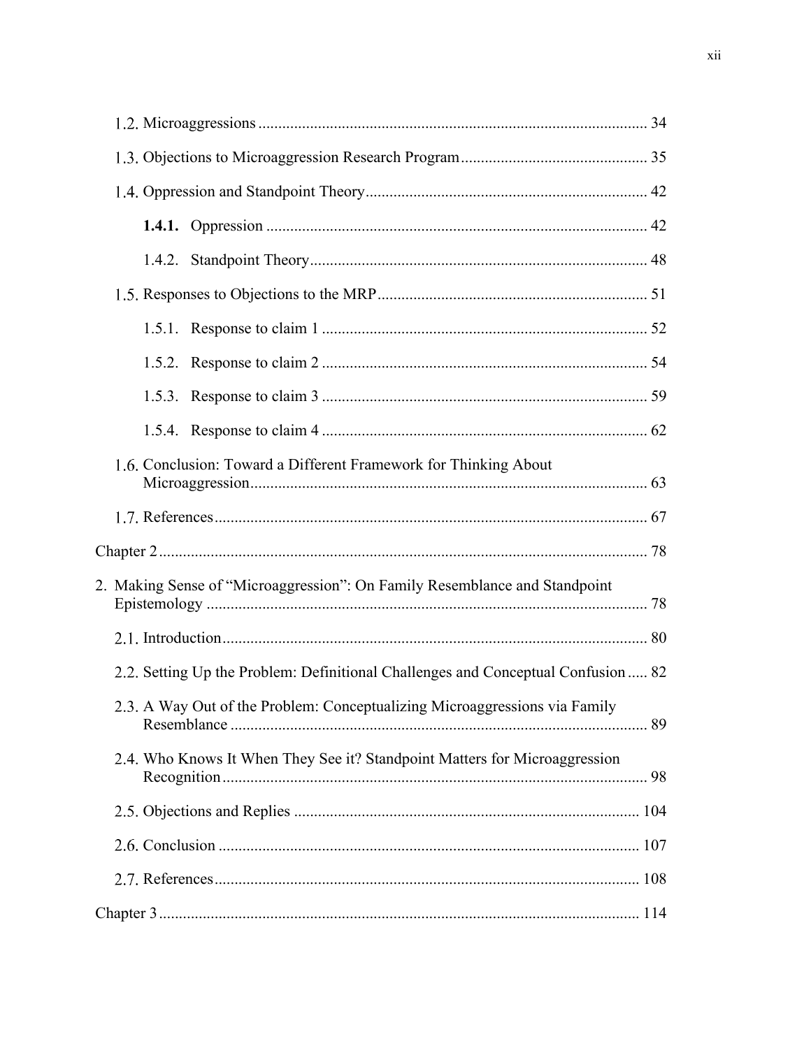1.2. Microaggressions ........................................................................................... 34

1.3. Objections to Microaggression Research Program ............................................. 35

1.4. Oppression and Standpoint Theory ..................................................................... 42

**1.4.1.** Oppression ............................................................................................... 42

1.4.2. Standpoint Theory .................................................................................... 48

1.5. Responses to Objections to the MRP .................................................................. 51

1.5.1. Response to claim 1 ................................................................................. 52

1.5.2. Response to claim 2 ................................................................................. 54

1.5.3. Response to claim 3 ................................................................................. 59

1.5.4. Response to claim 4 ................................................................................. 62

1.6. Conclusion: Toward a Different Framework for Thinking About Microaggression ........................................................................................... 63

1.7. References ........................................................................................................... 67

Chapter 2 ........................................................................................................................ 78

2. Making Sense of "Microaggression": On Family Resemblance and Standpoint Epistemology .............................................................................................................. 78

2.1. Introduction ......................................................................................................... 80

2.2. Setting Up the Problem: Definitional Challenges and Conceptual Confusion ..... 82

2.3. A Way Out of the Problem: Conceptualizing Microaggressions via Family Resemblance ........................................................................................................ 89

2.4. Who Knows It When They See it? Standpoint Matters for Microaggression Recognition .......................................................................................................... 98

2.5. Objections and Replies ...................................................................................... 104

2.6. Conclusion ......................................................................................................... 107

2.7. References .......................................................................................................... 108

Chapter 3 ........................................................................................................................ 114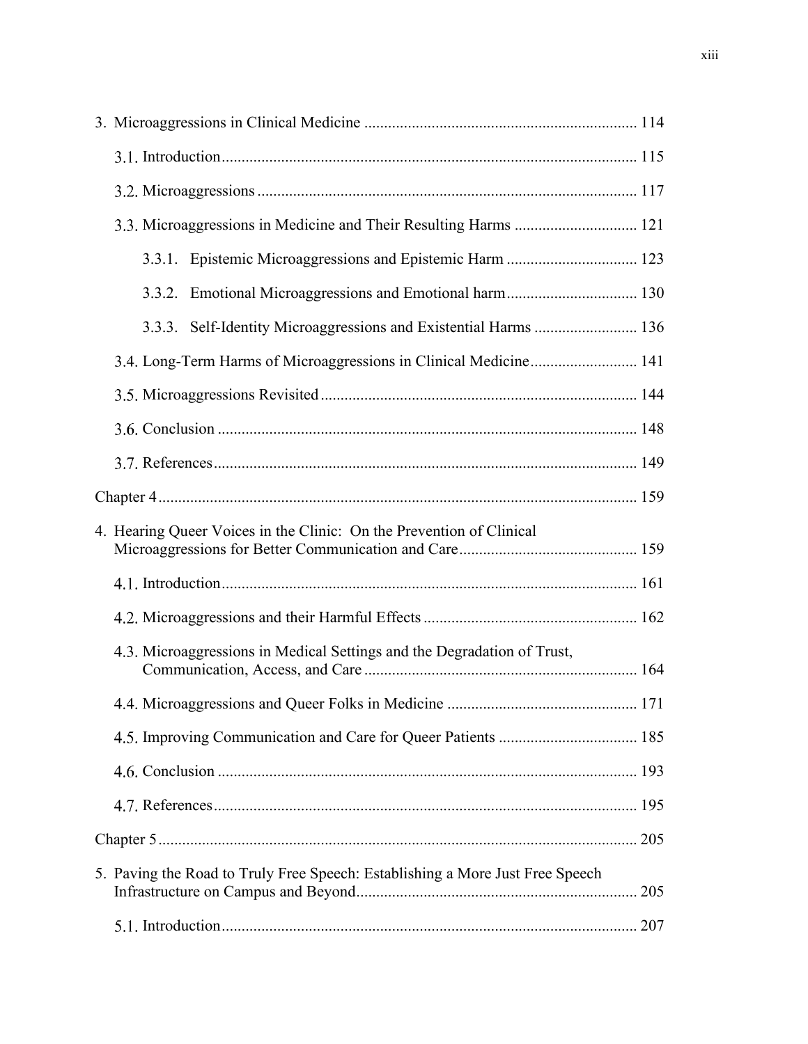3. Microaggressions in Clinical Medicine ........................................................................ 114

  3.1. Introduction ........................................................................................................ 115

  3.2. Microaggressions ............................................................................................... 117

  3.3. Microaggressions in Medicine and Their Resulting Harms ............................... 121

    3.3.1. Epistemic Microaggressions and Epistemic Harm ................................. 123

    3.3.2. Emotional Microaggressions and Emotional harm ................................. 130

    3.3.3. Self-Identity Microaggressions and Existential Harms .......................... 136

  3.4. Long-Term Harms of Microaggressions in Clinical Medicine ........................... 141

  3.5. Microaggressions Revisited ............................................................................... 144

  3.6. Conclusion ......................................................................................................... 148

  3.7. References .......................................................................................................... 149

Chapter 4 ....................................................................................................................... 159

4. Hearing Queer Voices in the Clinic: On the Prevention of Clinical Microaggressions for Better Communication and Care ............................................ 159

  4.1. Introduction ........................................................................................................ 161

  4.2. Microaggressions and their Harmful Effects ..................................................... 162

  4.3. Microaggressions in Medical Settings and the Degradation of Trust, Communication, Access, and Care .................................................................... 164

  4.4. Microaggressions and Queer Folks in Medicine ................................................ 171

  4.5. Improving Communication and Care for Queer Patients .................................. 185

  4.6. Conclusion ......................................................................................................... 193

  4.7. References .......................................................................................................... 195

Chapter 5 ....................................................................................................................... 205

5. Paving the Road to Truly Free Speech: Establishing a More Just Free Speech Infrastructure on Campus and Beyond ...................................................................... 205

  5.1. Introduction ........................................................................................................ 207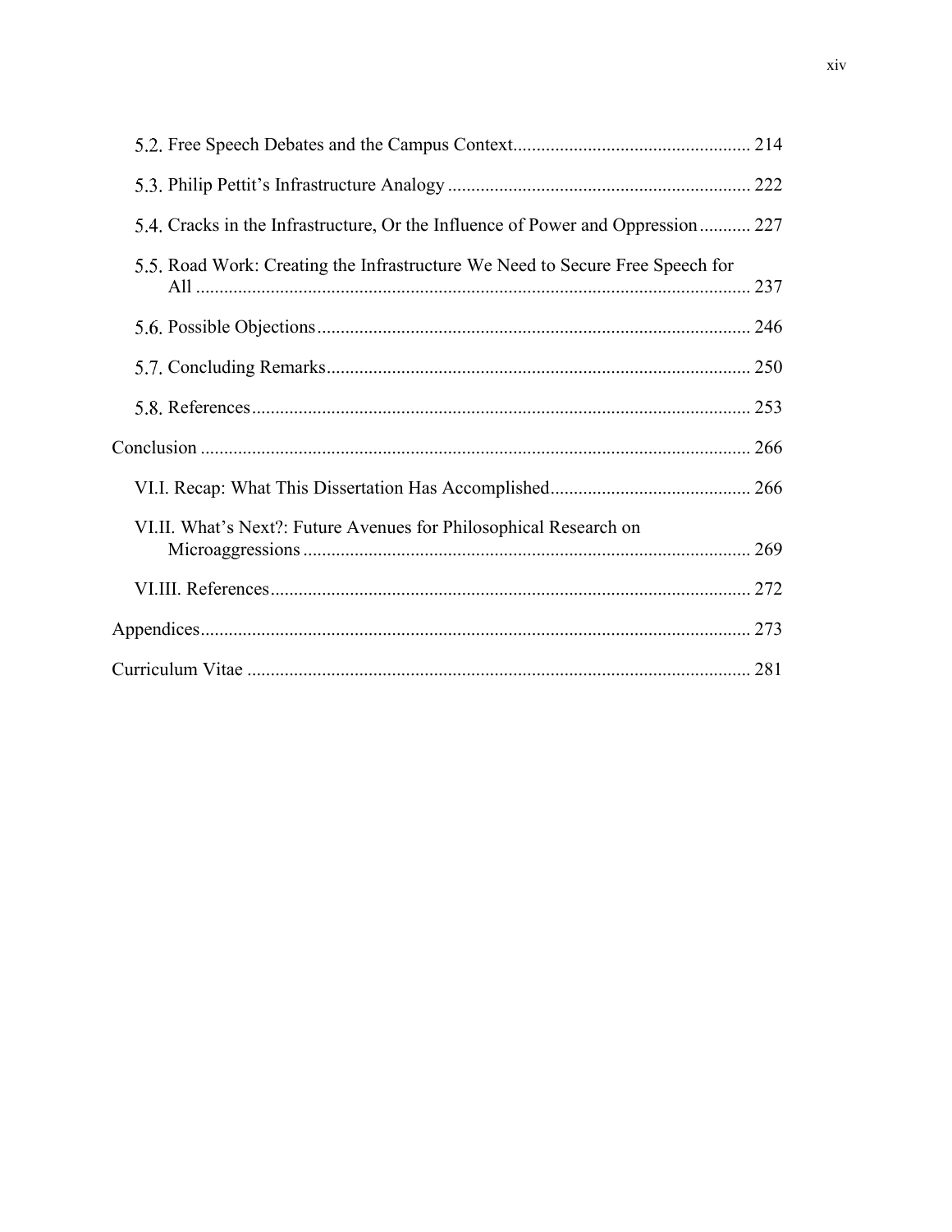5.2. Free Speech Debates and the Campus Context .................................................. 214

5.3. Philip Pettit's Infrastructure Analogy ................................................................ 222

5.4. Cracks in the Infrastructure, Or the Influence of Power and Oppression ........... 227

5.5. Road Work: Creating the Infrastructure We Need to Secure Free Speech for All ...................................................................................................................... 237

5.6. Possible Objections ............................................................................................ 246

5.7. Concluding Remarks .......................................................................................... 250

5.8. References .......................................................................................................... 253

Conclusion ..................................................................................................................... 266

VI.I. Recap: What This Dissertation Has Accomplished .......................................... 266

VI.II. What's Next?: Future Avenues for Philosophical Research on Microaggressions ............................................................................................... 269

VI.III. References ...................................................................................................... 272

Appendices ..................................................................................................................... 273

Curriculum Vitae ........................................................................................................... 281